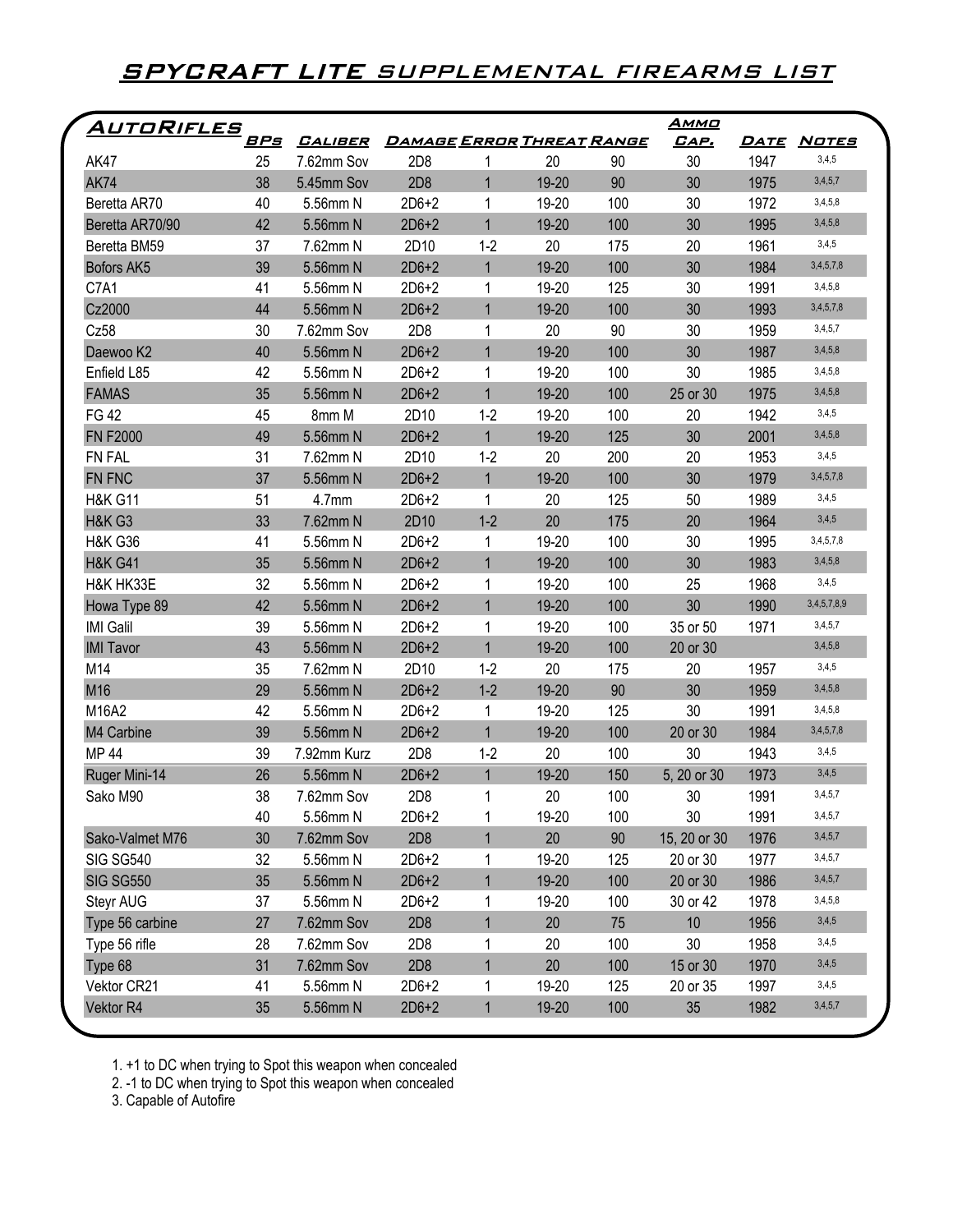# SPYCRAFT LITE SUPPLEMENTAL FIREARMS LIST

| AutoRifles | BPs | Caliber | Damage | Error | Threat | Range | Ammo Cap. | Date | Notes |
|---|---|---|---|---|---|---|---|---|---|
| AK47 | 25 | 7.62mm Sov | 2D8 | 1 | 20 | 90 | 30 | 1947 | 3,4,5 |
| AK74 | 38 | 5.45mm Sov | 2D8 | 1 | 19-20 | 90 | 30 | 1975 | 3,4,5,7 |
| Beretta AR70 | 40 | 5.56mm N | 2D6+2 | 1 | 19-20 | 100 | 30 | 1972 | 3,4,5,8 |
| Beretta AR70/90 | 42 | 5.56mm N | 2D6+2 | 1 | 19-20 | 100 | 30 | 1995 | 3,4,5,8 |
| Beretta BM59 | 37 | 7.62mm N | 2D10 | 1-2 | 20 | 175 | 20 | 1961 | 3,4,5 |
| Bofors AK5 | 39 | 5.56mm N | 2D6+2 | 1 | 19-20 | 100 | 30 | 1984 | 3,4,5,7,8 |
| C7A1 | 41 | 5.56mm N | 2D6+2 | 1 | 19-20 | 125 | 30 | 1991 | 3,4,5,8 |
| Cz2000 | 44 | 5.56mm N | 2D6+2 | 1 | 19-20 | 100 | 30 | 1993 | 3,4,5,7,8 |
| Cz58 | 30 | 7.62mm Sov | 2D8 | 1 | 20 | 90 | 30 | 1959 | 3,4,5,7 |
| Daewoo K2 | 40 | 5.56mm N | 2D6+2 | 1 | 19-20 | 100 | 30 | 1987 | 3,4,5,8 |
| Enfield L85 | 42 | 5.56mm N | 2D6+2 | 1 | 19-20 | 100 | 30 | 1985 | 3,4,5,8 |
| FAMAS | 35 | 5.56mm N | 2D6+2 | 1 | 19-20 | 100 | 25 or 30 | 1975 | 3,4,5,8 |
| FG 42 | 45 | 8mm M | 2D10 | 1-2 | 19-20 | 100 | 20 | 1942 | 3,4,5 |
| FN F2000 | 49 | 5.56mm N | 2D6+2 | 1 | 19-20 | 125 | 30 | 2001 | 3,4,5,8 |
| FN FAL | 31 | 7.62mm N | 2D10 | 1-2 | 20 | 200 | 20 | 1953 | 3,4,5 |
| FN FNC | 37 | 5.56mm N | 2D6+2 | 1 | 19-20 | 100 | 30 | 1979 | 3,4,5,7,8 |
| H&K G11 | 51 | 4.7mm | 2D6+2 | 1 | 20 | 125 | 50 | 1989 | 3,4,5 |
| H&K G3 | 33 | 7.62mm N | 2D10 | 1-2 | 20 | 175 | 20 | 1964 | 3,4,5 |
| H&K G36 | 41 | 5.56mm N | 2D6+2 | 1 | 19-20 | 100 | 30 | 1995 | 3,4,5,7,8 |
| H&K G41 | 35 | 5.56mm N | 2D6+2 | 1 | 19-20 | 100 | 30 | 1983 | 3,4,5,8 |
| H&K HK33E | 32 | 5.56mm N | 2D6+2 | 1 | 19-20 | 100 | 25 | 1968 | 3,4,5 |
| Howa Type 89 | 42 | 5.56mm N | 2D6+2 | 1 | 19-20 | 100 | 30 | 1990 | 3,4,5,7,8,9 |
| IMI Galil | 39 | 5.56mm N | 2D6+2 | 1 | 19-20 | 100 | 35 or 50 | 1971 | 3,4,5,7 |
| IMI Tavor | 43 | 5.56mm N | 2D6+2 | 1 | 19-20 | 100 | 20 or 30 | | 3,4,5,8 |
| M14 | 35 | 7.62mm N | 2D10 | 1-2 | 20 | 175 | 20 | 1957 | 3,4,5 |
| M16 | 29 | 5.56mm N | 2D6+2 | 1-2 | 19-20 | 90 | 30 | 1959 | 3,4,5,8 |
| M16A2 | 42 | 5.56mm N | 2D6+2 | 1 | 19-20 | 125 | 30 | 1991 | 3,4,5,8 |
| M4 Carbine | 39 | 5.56mm N | 2D6+2 | 1 | 19-20 | 100 | 20 or 30 | 1984 | 3,4,5,7,8 |
| MP 44 | 39 | 7.92mm Kurz | 2D8 | 1-2 | 20 | 100 | 30 | 1943 | 3,4,5 |
| Ruger Mini-14 | 26 | 5.56mm N | 2D6+2 | 1 | 19-20 | 150 | 5, 20 or 30 | 1973 | 3,4,5 |
| Sako M90 | 38 | 7.62mm Sov | 2D8 | 1 | 20 | 100 | 30 | 1991 | 3,4,5,7 |
| | 40 | 5.56mm N | 2D6+2 | 1 | 19-20 | 100 | 30 | 1991 | 3,4,5,7 |
| Sako-Valmet M76 | 30 | 7.62mm Sov | 2D8 | 1 | 20 | 90 | 15, 20 or 30 | 1976 | 3,4,5,7 |
| SIG SG540 | 32 | 5.56mm N | 2D6+2 | 1 | 19-20 | 125 | 20 or 30 | 1977 | 3,4,5,7 |
| SIG SG550 | 35 | 5.56mm N | 2D6+2 | 1 | 19-20 | 100 | 20 or 30 | 1986 | 3,4,5,7 |
| Steyr AUG | 37 | 5.56mm N | 2D6+2 | 1 | 19-20 | 100 | 30 or 42 | 1978 | 3,4,5,8 |
| Type 56 carbine | 27 | 7.62mm Sov | 2D8 | 1 | 20 | 75 | 10 | 1956 | 3,4,5 |
| Type 56 rifle | 28 | 7.62mm Sov | 2D8 | 1 | 20 | 100 | 30 | 1958 | 3,4,5 |
| Type 68 | 31 | 7.62mm Sov | 2D8 | 1 | 20 | 100 | 15 or 30 | 1970 | 3,4,5 |
| Vektor CR21 | 41 | 5.56mm N | 2D6+2 | 1 | 19-20 | 125 | 20 or 35 | 1997 | 3,4,5 |
| Vektor R4 | 35 | 5.56mm N | 2D6+2 | 1 | 19-20 | 100 | 35 | 1982 | 3,4,5,7 |

1. +1 to DC when trying to Spot this weapon when concealed
2. -1 to DC when trying to Spot this weapon when concealed
3. Capable of Autofire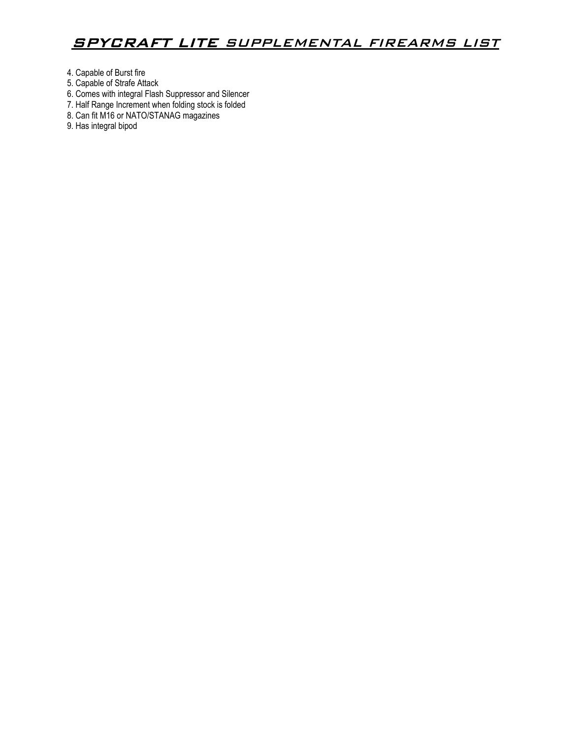4. Capable of Burst fire
5. Capable of Strafe Attack
6. Comes with integral Flash Suppressor and Silencer
7. Half Range Increment when folding stock is folded
8. Can fit M16 or NATO/STANAG magazines
9. Has integral bipod